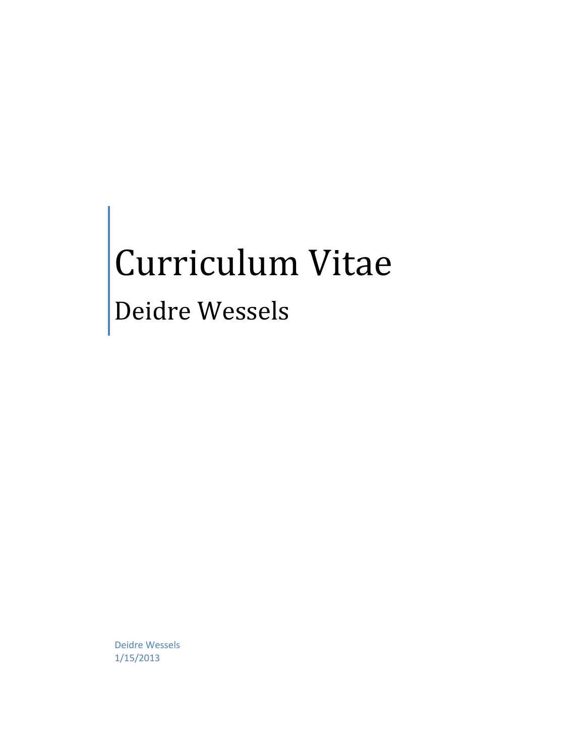# Curriculum Vitae

## Deidre Wessels

Deidre Wessels
1/15/2013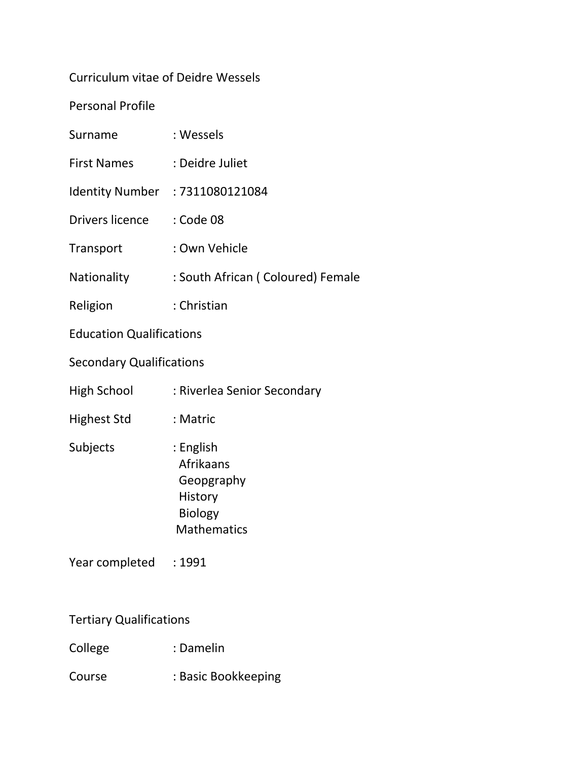Curriculum vitae of Deidre Wessels

Personal Profile

| | |
|---|---|
| Surname | : Wessels |
| First Names | : Deidre Juliet |
| Identity Number | : 7311080121084 |
| Drivers licence | : Code 08 |
| Transport | : Own Vehicle |
| Nationality | : South African ( Coloured) Female |
| Religion | : Christian |

Education Qualifications

Secondary Qualifications

| | |
|---|---|
| High School | : Riverlea Senior Secondary |
| Highest Std | : Matric |
| Subjects | : English<br>Afrikaans<br>Geopgraphy<br>History<br>Biology<br>Mathematics |
| Year completed | : 1991 |

Tertiary Qualifications

| | |
|---|---|
| College | : Damelin |
| Course | : Basic Bookkeeping |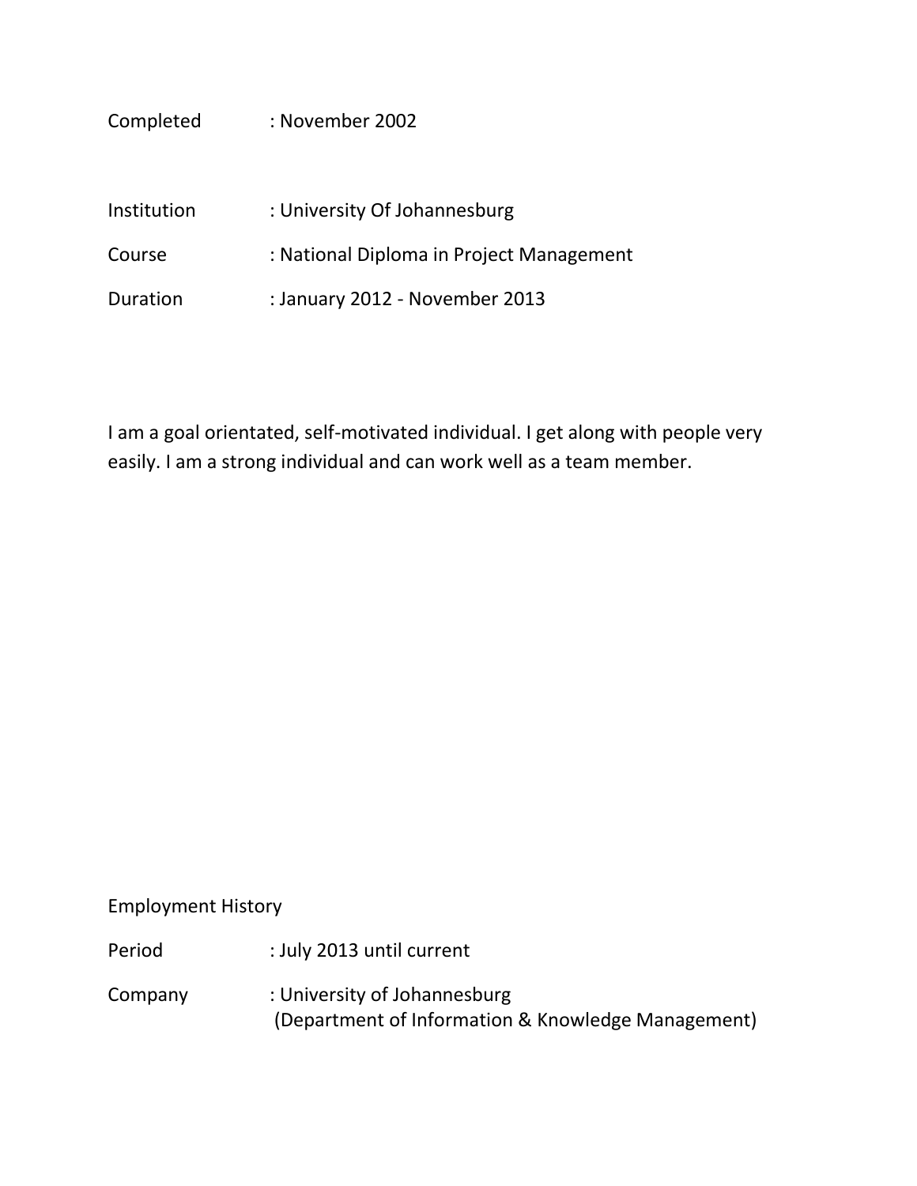Completed : November 2002

Institution : University Of Johannesburg

Course : National Diploma in Project Management

Duration : January 2012 - November 2013

I am a goal orientated, self-motivated individual. I get along with people very easily. I am a strong individual and can work well as a team member.

Employment History

Period : July 2013 until current

Company : University of Johannesburg
(Department of Information & Knowledge Management)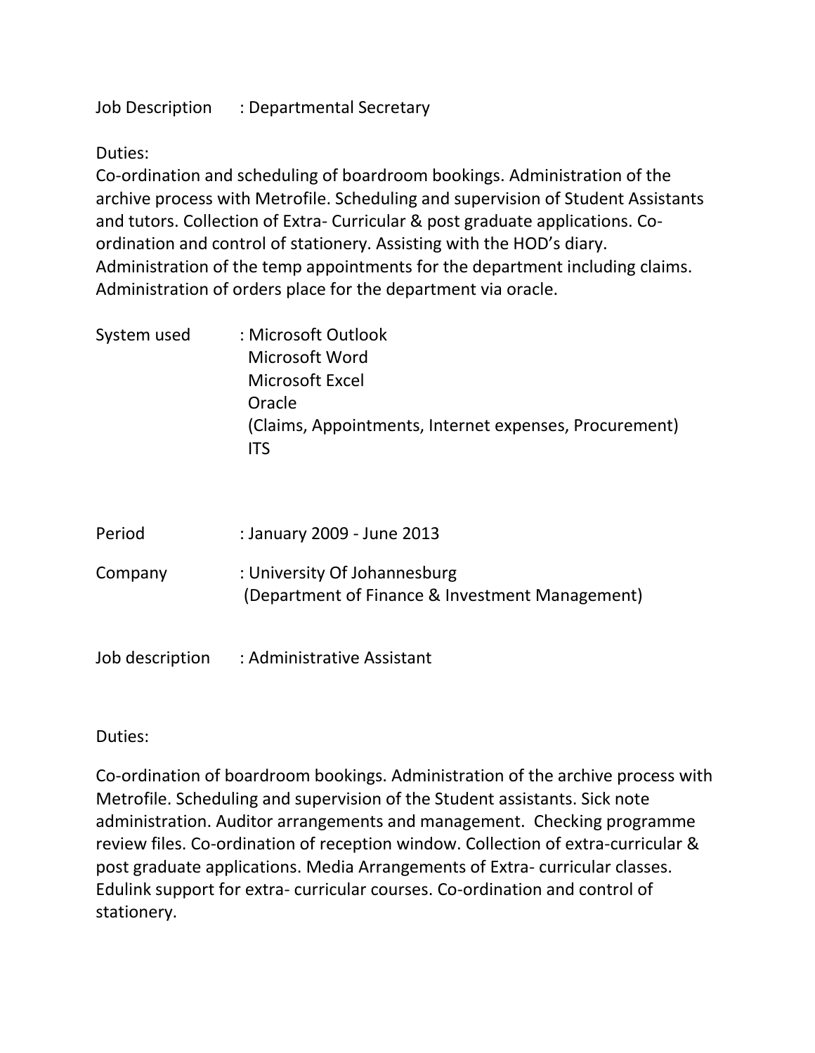Job Description : Departmental Secretary

Duties:

Co-ordination and scheduling of boardroom bookings. Administration of the archive process with Metrofile. Scheduling and supervision of Student Assistants and tutors. Collection of Extra- Curricular & post graduate applications. Co-ordination and control of stationery. Assisting with the HOD's diary. Administration of the temp appointments for the department including claims. Administration of orders place for the department via oracle.

System used : Microsoft Outlook
Microsoft Word
Microsoft Excel
Oracle
(Claims, Appointments, Internet expenses, Procurement)
ITS

Period : January 2009 - June 2013

Company : University Of Johannesburg
(Department of Finance & Investment Management)

Job description : Administrative Assistant

Duties:

Co-ordination of boardroom bookings. Administration of the archive process with Metrofile. Scheduling and supervision of the Student assistants. Sick note administration. Auditor arrangements and management. Checking programme review files. Co-ordination of reception window. Collection of extra-curricular & post graduate applications. Media Arrangements of Extra- curricular classes. Edulink support for extra- curricular courses. Co-ordination and control of stationery.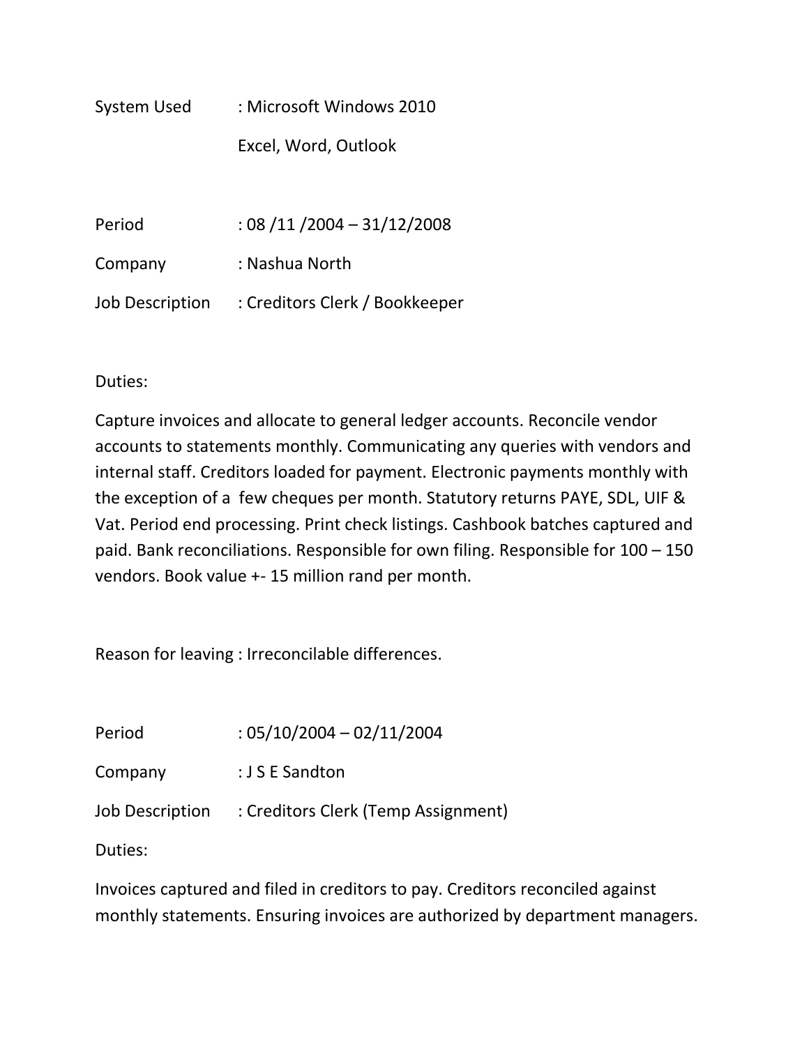System Used : Microsoft Windows 2010

Excel, Word, Outlook

Period : 08 /11 /2004 – 31/12/2008

Company : Nashua North

Job Description : Creditors Clerk / Bookkeeper

Duties:

Capture invoices and allocate to general ledger accounts. Reconcile vendor accounts to statements monthly. Communicating any queries with vendors and internal staff. Creditors loaded for payment. Electronic payments monthly with the exception of a few cheques per month. Statutory returns PAYE, SDL, UIF & Vat. Period end processing. Print check listings. Cashbook batches captured and paid. Bank reconciliations. Responsible for own filing. Responsible for 100 – 150 vendors. Book value +- 15 million rand per month.

Reason for leaving : Irreconcilable differences.

Period : 05/10/2004 – 02/11/2004

Company : J S E Sandton

Job Description : Creditors Clerk (Temp Assignment)

Duties:

Invoices captured and filed in creditors to pay. Creditors reconciled against monthly statements. Ensuring invoices are authorized by department managers.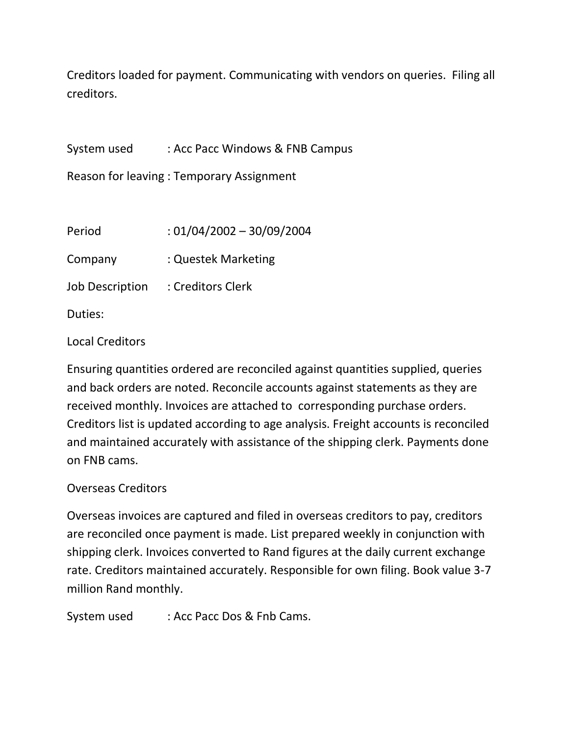Creditors loaded for payment. Communicating with vendors on queries. Filing all creditors.

System used : Acc Pacc Windows & FNB Campus

Reason for leaving : Temporary Assignment

Period : 01/04/2002 – 30/09/2004

Company : Questek Marketing

Job Description : Creditors Clerk

Duties:

Local Creditors

Ensuring quantities ordered are reconciled against quantities supplied, queries and back orders are noted. Reconcile accounts against statements as they are received monthly. Invoices are attached to corresponding purchase orders. Creditors list is updated according to age analysis. Freight accounts is reconciled and maintained accurately with assistance of the shipping clerk. Payments done on FNB cams.

Overseas Creditors

Overseas invoices are captured and filed in overseas creditors to pay, creditors are reconciled once payment is made. List prepared weekly in conjunction with shipping clerk. Invoices converted to Rand figures at the daily current exchange rate. Creditors maintained accurately. Responsible for own filing. Book value 3-7 million Rand monthly.

System used : Acc Pacc Dos & Fnb Cams.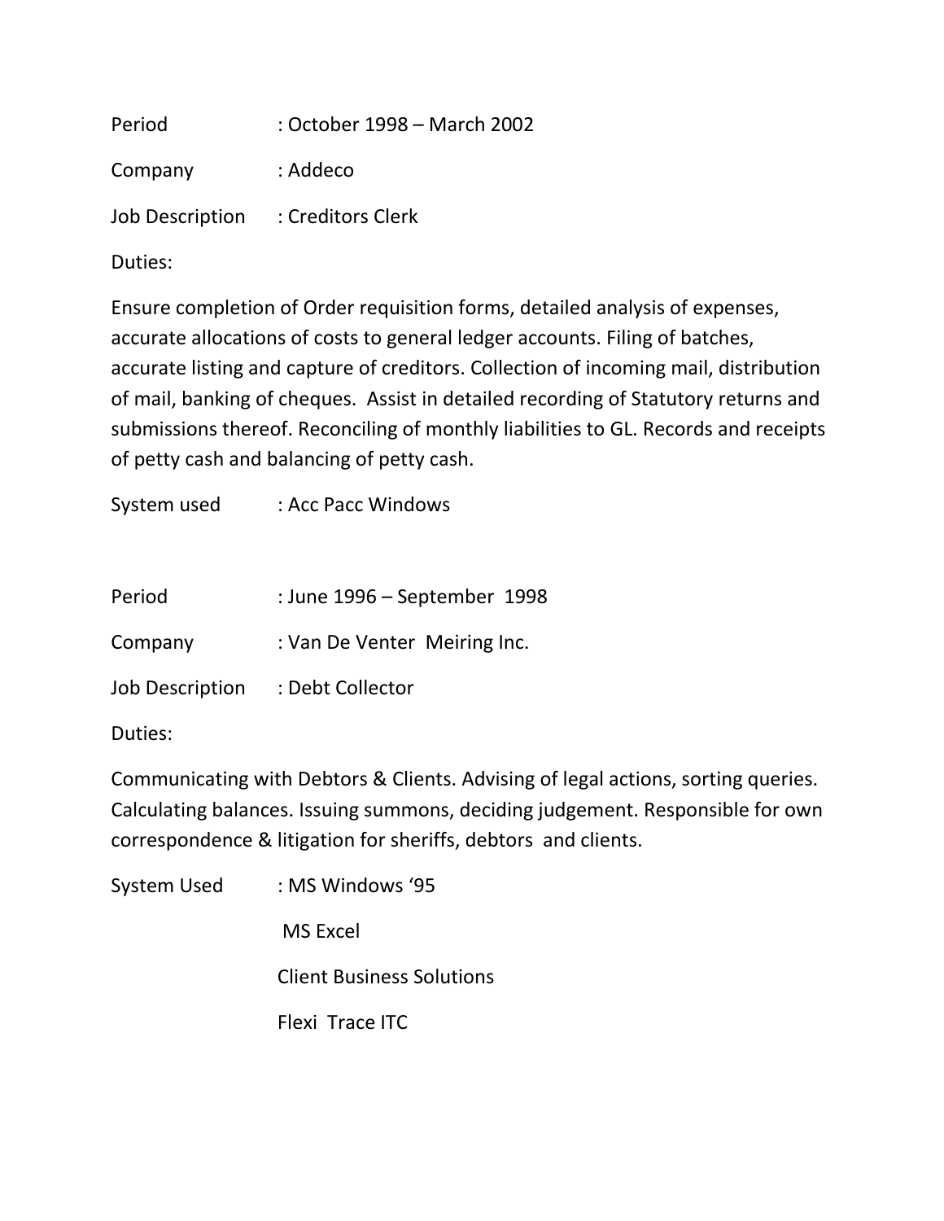Period : October 1998 – March 2002

Company : Addeco

Job Description : Creditors Clerk

Duties:

Ensure completion of Order requisition forms, detailed analysis of expenses, accurate allocations of costs to general ledger accounts. Filing of batches, accurate listing and capture of creditors. Collection of incoming mail, distribution of mail, banking of cheques. Assist in detailed recording of Statutory returns and submissions thereof. Reconciling of monthly liabilities to GL. Records and receipts of petty cash and balancing of petty cash.

System used : Acc Pacc Windows

Period : June 1996 – September 1998

Company : Van De Venter Meiring Inc.

Job Description : Debt Collector

Duties:

Communicating with Debtors & Clients. Advising of legal actions, sorting queries. Calculating balances. Issuing summons, deciding judgement. Responsible for own correspondence & litigation for sheriffs, debtors and clients.

System Used : MS Windows '95

MS Excel

Client Business Solutions

Flexi Trace ITC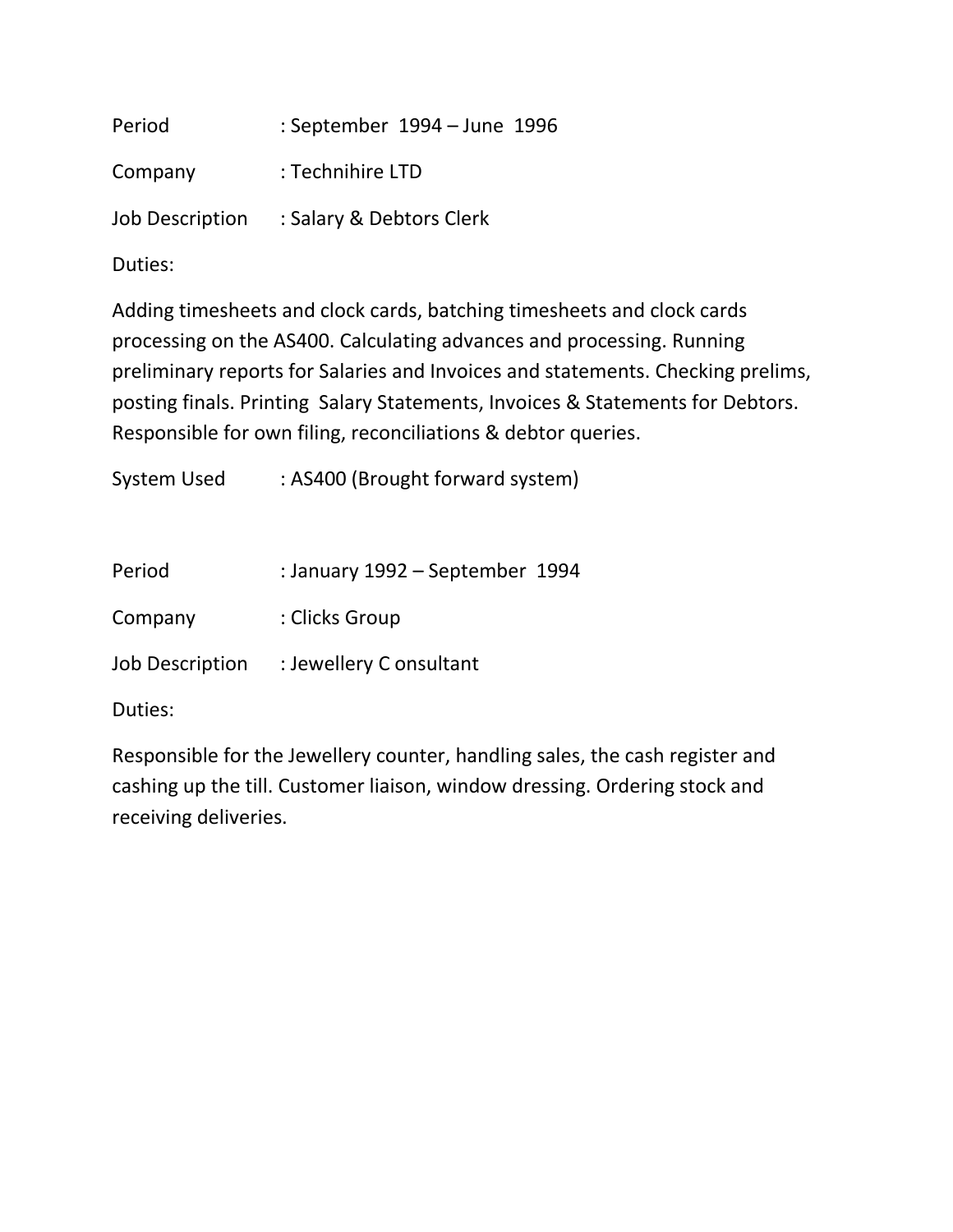Period : September 1994 – June 1996

Company : Technihire LTD

Job Description : Salary & Debtors Clerk

Duties:

Adding timesheets and clock cards, batching timesheets and clock cards processing on the AS400. Calculating advances and processing. Running preliminary reports for Salaries and Invoices and statements. Checking prelims, posting finals. Printing Salary Statements, Invoices & Statements for Debtors. Responsible for own filing, reconciliations & debtor queries.

System Used : AS400 (Brought forward system)

Period : January 1992 – September 1994

Company : Clicks Group

Job Description : Jewellery C onsultant

Duties:

Responsible for the Jewellery counter, handling sales, the cash register and cashing up the till. Customer liaison, window dressing. Ordering stock and receiving deliveries.